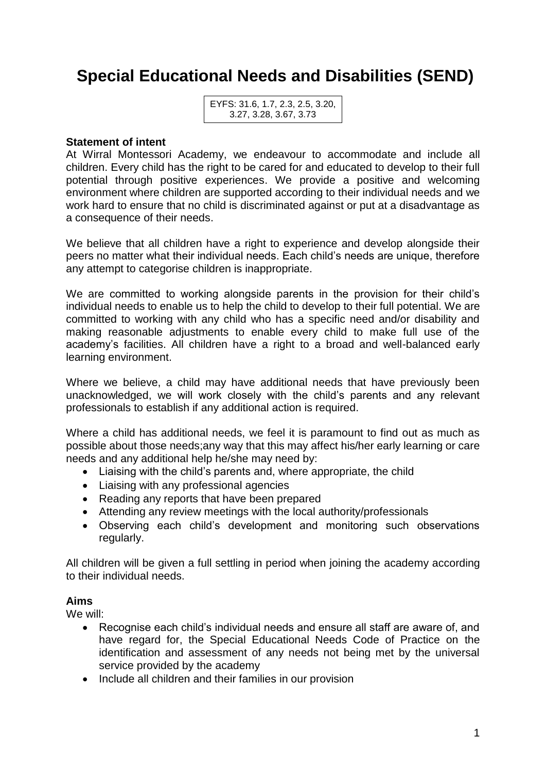# Special Educational Needs and Disabilities (SEND)

EYFS: 31.6, 1.7, 2.3, 2.5, 3.20, 3.27, 3.28, 3.67, 3.73

**Statement of intent**

At Wirral Montessori Academy, we endeavour to accommodate and include all children. Every child has the right to be cared for and educated to develop to their full potential through positive experiences. We provide a positive and welcoming environment where children are supported according to their individual needs and we work hard to ensure that no child is discriminated against or put at a disadvantage as a consequence of their needs.

We believe that all children have a right to experience and develop alongside their peers no matter what their individual needs. Each child's needs are unique, therefore any attempt to categorise children is inappropriate.

We are committed to working alongside parents in the provision for their child's individual needs to enable us to help the child to develop to their full potential. We are committed to working with any child who has a specific need and/or disability and making reasonable adjustments to enable every child to make full use of the academy's facilities. All children have a right to a broad and well-balanced early learning environment.

Where we believe, a child may have additional needs that have previously been unacknowledged, we will work closely with the child's parents and any relevant professionals to establish if any additional action is required.

Where a child has additional needs, we feel it is paramount to find out as much as possible about those needs;any way that this may affect his/her early learning or care needs and any additional help he/she may need by:

- Liaising with the child's parents and, where appropriate, the child
- Liaising with any professional agencies
- Reading any reports that have been prepared
- Attending any review meetings with the local authority/professionals
- Observing each child's development and monitoring such observations regularly.

All children will be given a full settling in period when joining the academy according to their individual needs.

**Aims**

We will:

- Recognise each child's individual needs and ensure all staff are aware of, and have regard for, the Special Educational Needs Code of Practice on the identification and assessment of any needs not being met by the universal service provided by the academy
- Include all children and their families in our provision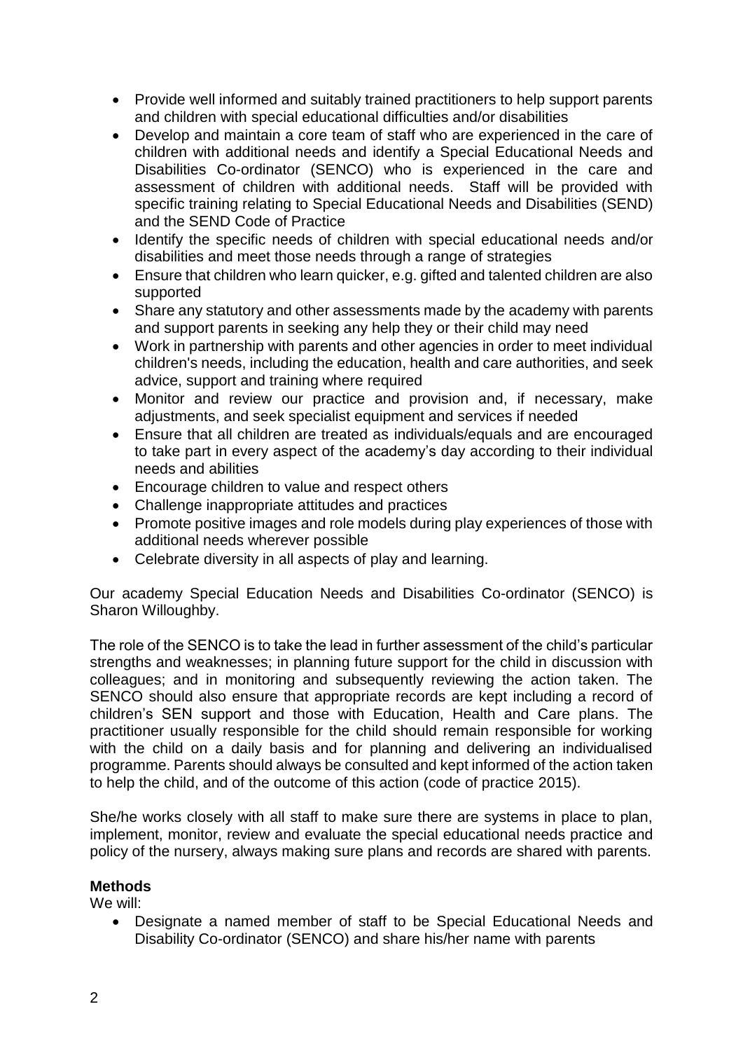- Provide well informed and suitably trained practitioners to help support parents and children with special educational difficulties and/or disabilities
- Develop and maintain a core team of staff who are experienced in the care of children with additional needs and identify a Special Educational Needs and Disabilities Co-ordinator (SENCO) who is experienced in the care and assessment of children with additional needs. Staff will be provided with specific training relating to Special Educational Needs and Disabilities (SEND) and the SEND Code of Practice
- Identify the specific needs of children with special educational needs and/or disabilities and meet those needs through a range of strategies
- Ensure that children who learn quicker, e.g. gifted and talented children are also supported
- Share any statutory and other assessments made by the academy with parents and support parents in seeking any help they or their child may need
- Work in partnership with parents and other agencies in order to meet individual children's needs, including the education, health and care authorities, and seek advice, support and training where required
- Monitor and review our practice and provision and, if necessary, make adjustments, and seek specialist equipment and services if needed
- Ensure that all children are treated as individuals/equals and are encouraged to take part in every aspect of the academy's day according to their individual needs and abilities
- Encourage children to value and respect others
- Challenge inappropriate attitudes and practices
- Promote positive images and role models during play experiences of those with additional needs wherever possible
- Celebrate diversity in all aspects of play and learning.

Our academy Special Education Needs and Disabilities Co-ordinator (SENCO) is Sharon Willoughby.

The role of the SENCO is to take the lead in further assessment of the child's particular strengths and weaknesses; in planning future support for the child in discussion with colleagues; and in monitoring and subsequently reviewing the action taken. The SENCO should also ensure that appropriate records are kept including a record of children's SEN support and those with Education, Health and Care plans. The practitioner usually responsible for the child should remain responsible for working with the child on a daily basis and for planning and delivering an individualised programme. Parents should always be consulted and kept informed of the action taken to help the child, and of the outcome of this action (code of practice 2015).

She/he works closely with all staff to make sure there are systems in place to plan, implement, monitor, review and evaluate the special educational needs practice and policy of the nursery, always making sure plans and records are shared with parents.

**Methods**

We will:

- Designate a named member of staff to be Special Educational Needs and Disability Co-ordinator (SENCO) and share his/her name with parents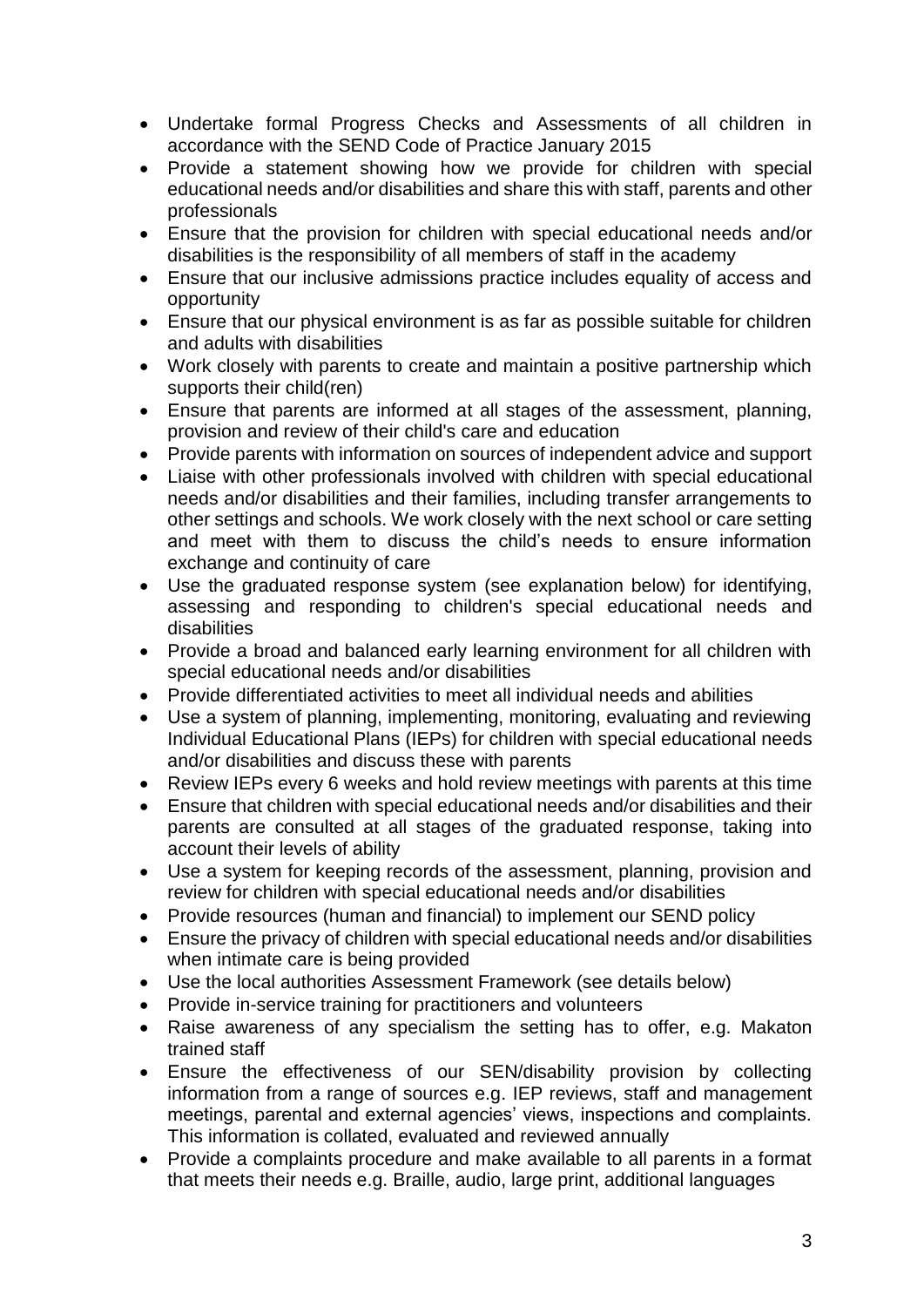- Undertake formal Progress Checks and Assessments of all children in accordance with the SEND Code of Practice January 2015
- Provide a statement showing how we provide for children with special educational needs and/or disabilities and share this with staff, parents and other professionals
- Ensure that the provision for children with special educational needs and/or disabilities is the responsibility of all members of staff in the academy
- Ensure that our inclusive admissions practice includes equality of access and opportunity
- Ensure that our physical environment is as far as possible suitable for children and adults with disabilities
- Work closely with parents to create and maintain a positive partnership which supports their child(ren)
- Ensure that parents are informed at all stages of the assessment, planning, provision and review of their child's care and education
- Provide parents with information on sources of independent advice and support
- Liaise with other professionals involved with children with special educational needs and/or disabilities and their families, including transfer arrangements to other settings and schools. We work closely with the next school or care setting and meet with them to discuss the child's needs to ensure information exchange and continuity of care
- Use the graduated response system (see explanation below) for identifying, assessing and responding to children's special educational needs and disabilities
- Provide a broad and balanced early learning environment for all children with special educational needs and/or disabilities
- Provide differentiated activities to meet all individual needs and abilities
- Use a system of planning, implementing, monitoring, evaluating and reviewing Individual Educational Plans (IEPs) for children with special educational needs and/or disabilities and discuss these with parents
- Review IEPs every 6 weeks and hold review meetings with parents at this time
- Ensure that children with special educational needs and/or disabilities and their parents are consulted at all stages of the graduated response, taking into account their levels of ability
- Use a system for keeping records of the assessment, planning, provision and review for children with special educational needs and/or disabilities
- Provide resources (human and financial) to implement our SEND policy
- Ensure the privacy of children with special educational needs and/or disabilities when intimate care is being provided
- Use the local authorities Assessment Framework (see details below)
- Provide in-service training for practitioners and volunteers
- Raise awareness of any specialism the setting has to offer, e.g. Makaton trained staff
- Ensure the effectiveness of our SEN/disability provision by collecting information from a range of sources e.g. IEP reviews, staff and management meetings, parental and external agencies' views, inspections and complaints. This information is collated, evaluated and reviewed annually
- Provide a complaints procedure and make available to all parents in a format that meets their needs e.g. Braille, audio, large print, additional languages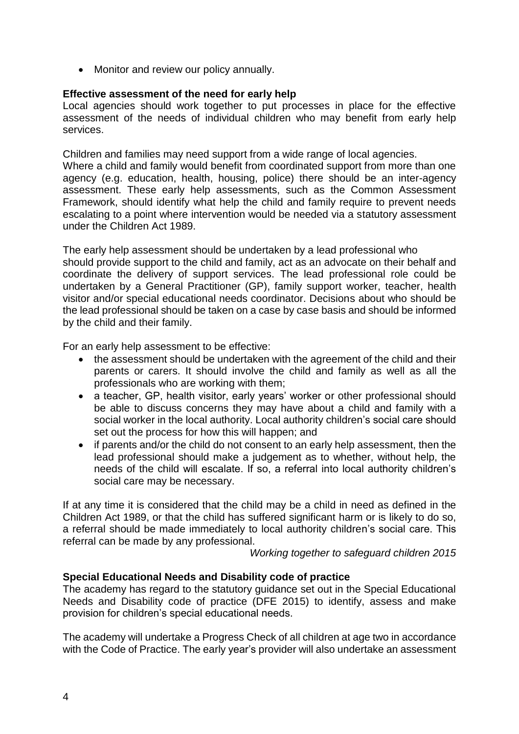- Monitor and review our policy annually.

**Effective assessment of the need for early help**

Local agencies should work together to put processes in place for the effective assessment of the needs of individual children who may benefit from early help services.

Children and families may need support from a wide range of local agencies.
Where a child and family would benefit from coordinated support from more than one agency (e.g. education, health, housing, police) there should be an inter-agency assessment. These early help assessments, such as the Common Assessment Framework, should identify what help the child and family require to prevent needs escalating to a point where intervention would be needed via a statutory assessment under the Children Act 1989.

The early help assessment should be undertaken by a lead professional who should provide support to the child and family, act as an advocate on their behalf and coordinate the delivery of support services. The lead professional role could be undertaken by a General Practitioner (GP), family support worker, teacher, health visitor and/or special educational needs coordinator. Decisions about who should be the lead professional should be taken on a case by case basis and should be informed by the child and their family.

For an early help assessment to be effective:

- the assessment should be undertaken with the agreement of the child and their parents or carers. It should involve the child and family as well as all the professionals who are working with them;
- a teacher, GP, health visitor, early years' worker or other professional should be able to discuss concerns they may have about a child and family with a social worker in the local authority. Local authority children's social care should set out the process for how this will happen; and
- if parents and/or the child do not consent to an early help assessment, then the lead professional should make a judgement as to whether, without help, the needs of the child will escalate. If so, a referral into local authority children's social care may be necessary.

If at any time it is considered that the child may be a child in need as defined in the Children Act 1989, or that the child has suffered significant harm or is likely to do so, a referral should be made immediately to local authority children's social care. This referral can be made by any professional.

*Working together to safeguard children 2015*

**Special Educational Needs and Disability code of practice**

The academy has regard to the statutory guidance set out in the Special Educational Needs and Disability code of practice (DFE 2015) to identify, assess and make provision for children's special educational needs.

The academy will undertake a Progress Check of all children at age two in accordance with the Code of Practice. The early year's provider will also undertake an assessment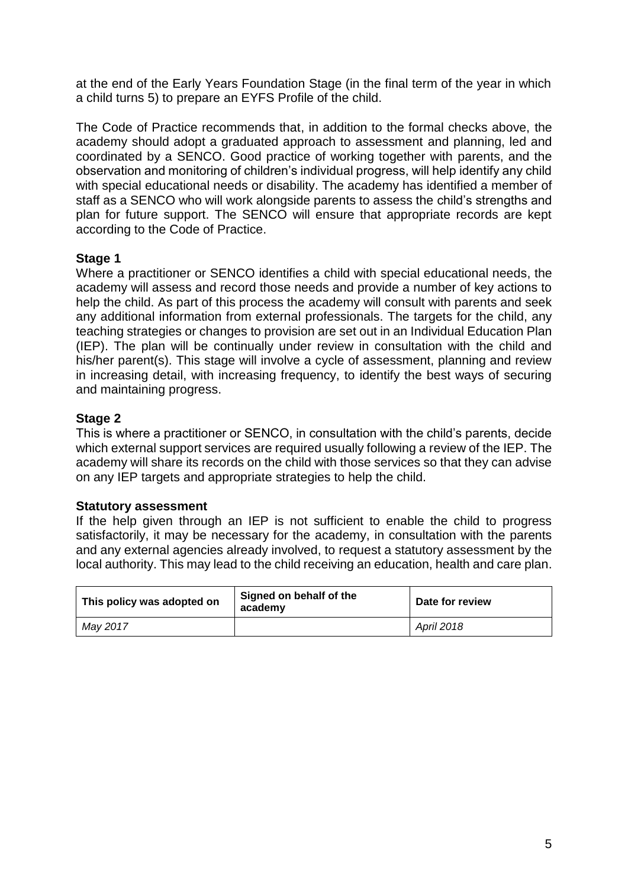at the end of the Early Years Foundation Stage (in the final term of the year in which a child turns 5) to prepare an EYFS Profile of the child.

The Code of Practice recommends that, in addition to the formal checks above, the academy should adopt a graduated approach to assessment and planning, led and coordinated by a SENCO. Good practice of working together with parents, and the observation and monitoring of children's individual progress, will help identify any child with special educational needs or disability. The academy has identified a member of staff as a SENCO who will work alongside parents to assess the child's strengths and plan for future support. The SENCO will ensure that appropriate records are kept according to the Code of Practice.

**Stage 1**

Where a practitioner or SENCO identifies a child with special educational needs, the academy will assess and record those needs and provide a number of key actions to help the child. As part of this process the academy will consult with parents and seek any additional information from external professionals. The targets for the child, any teaching strategies or changes to provision are set out in an Individual Education Plan (IEP). The plan will be continually under review in consultation with the child and his/her parent(s). This stage will involve a cycle of assessment, planning and review in increasing detail, with increasing frequency, to identify the best ways of securing and maintaining progress.

**Stage 2**

This is where a practitioner or SENCO, in consultation with the child's parents, decide which external support services are required usually following a review of the IEP. The academy will share its records on the child with those services so that they can advise on any IEP targets and appropriate strategies to help the child.

**Statutory assessment**

If the help given through an IEP is not sufficient to enable the child to progress satisfactorily, it may be necessary for the academy, in consultation with the parents and any external agencies already involved, to request a statutory assessment by the local authority. This may lead to the child receiving an education, health and care plan.

| This policy was adopted on | Signed on behalf of the academy | Date for review |
|---|---|---|
| *May 2017* | | *April 2018* |